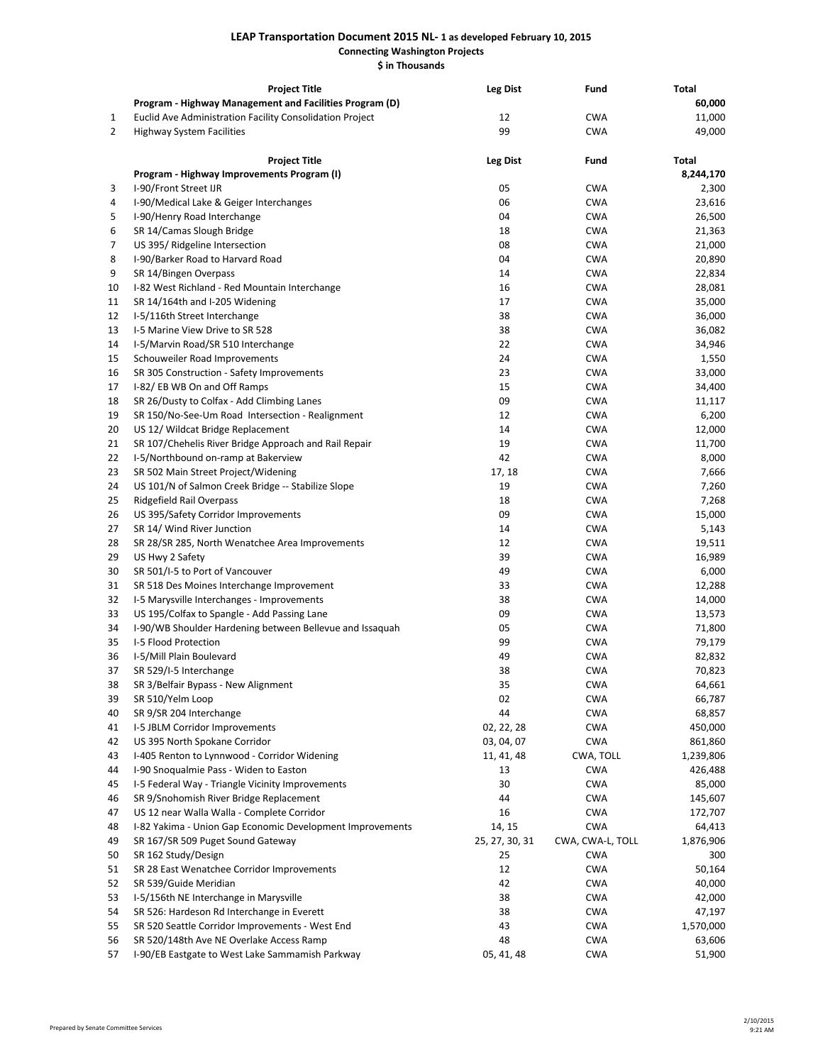# LEAP Transportation Document 2015 NL- 1 as developed February 10, 2015

## Connecting Washington Projects

### $ in Thousands

| | Project Title | Leg Dist | Fund | Total |
|---|---|---|---|---|
| | **Program - Highway Management and Facilities Program (D)** | | | **60,000** |
| 1 | Euclid Ave Administration Facility Consolidation Project | 12 | CWA | 11,000 |
| 2 | Highway System Facilities | 99 | CWA | 49,000 |

| | Project Title | Leg Dist | Fund | Total |
|---|---|---|---|---|
| | **Program - Highway Improvements Program (I)** | | | **8,244,170** |
| 3 | I-90/Front Street IJR | 05 | CWA | 2,300 |
| 4 | I-90/Medical Lake & Geiger Interchanges | 06 | CWA | 23,616 |
| 5 | I-90/Henry Road Interchange | 04 | CWA | 26,500 |
| 6 | SR 14/Camas Slough Bridge | 18 | CWA | 21,363 |
| 7 | US 395/ Ridgeline Intersection | 08 | CWA | 21,000 |
| 8 | I-90/Barker Road to Harvard Road | 04 | CWA | 20,890 |
| 9 | SR 14/Bingen Overpass | 14 | CWA | 22,834 |
| 10 | I-82 West Richland - Red Mountain Interchange | 16 | CWA | 28,081 |
| 11 | SR 14/164th and I-205 Widening | 17 | CWA | 35,000 |
| 12 | I-5/116th Street Interchange | 38 | CWA | 36,000 |
| 13 | I-5 Marine View Drive to SR 528 | 38 | CWA | 36,082 |
| 14 | I-5/Marvin Road/SR 510 Interchange | 22 | CWA | 34,946 |
| 15 | Schouweiler Road Improvements | 24 | CWA | 1,550 |
| 16 | SR 305 Construction - Safety Improvements | 23 | CWA | 33,000 |
| 17 | I-82/ EB WB On and Off Ramps | 15 | CWA | 34,400 |
| 18 | SR 26/Dusty to Colfax - Add Climbing Lanes | 09 | CWA | 11,117 |
| 19 | SR 150/No-See-Um Road Intersection - Realignment | 12 | CWA | 6,200 |
| 20 | US 12/ Wildcat Bridge Replacement | 14 | CWA | 12,000 |
| 21 | SR 107/Chehelis River Bridge Approach and Rail Repair | 19 | CWA | 11,700 |
| 22 | I-5/Northbound on-ramp at Bakerview | 42 | CWA | 8,000 |
| 23 | SR 502 Main Street Project/Widening | 17, 18 | CWA | 7,666 |
| 24 | US 101/N of Salmon Creek Bridge -- Stabilize Slope | 19 | CWA | 7,260 |
| 25 | Ridgefield Rail Overpass | 18 | CWA | 7,268 |
| 26 | US 395/Safety Corridor Improvements | 09 | CWA | 15,000 |
| 27 | SR 14/ Wind River Junction | 14 | CWA | 5,143 |
| 28 | SR 28/SR 285, North Wenatchee Area Improvements | 12 | CWA | 19,511 |
| 29 | US Hwy 2 Safety | 39 | CWA | 16,989 |
| 30 | SR 501/I-5 to Port of Vancouver | 49 | CWA | 6,000 |
| 31 | SR 518 Des Moines Interchange Improvement | 33 | CWA | 12,288 |
| 32 | I-5 Marysville Interchanges - Improvements | 38 | CWA | 14,000 |
| 33 | US 195/Colfax to Spangle - Add Passing Lane | 09 | CWA | 13,573 |
| 34 | I-90/WB Shoulder Hardening between Bellevue and Issaquah | 05 | CWA | 71,800 |
| 35 | I-5 Flood Protection | 99 | CWA | 79,179 |
| 36 | I-5/Mill Plain Boulevard | 49 | CWA | 82,832 |
| 37 | SR 529/I-5 Interchange | 38 | CWA | 70,823 |
| 38 | SR 3/Belfair Bypass - New Alignment | 35 | CWA | 64,661 |
| 39 | SR 510/Yelm Loop | 02 | CWA | 66,787 |
| 40 | SR 9/SR 204 Interchange | 44 | CWA | 68,857 |
| 41 | I-5 JBLM Corridor Improvements | 02, 22, 28 | CWA | 450,000 |
| 42 | US 395 North Spokane Corridor | 03, 04, 07 | CWA | 861,860 |
| 43 | I-405 Renton to Lynnwood - Corridor Widening | 11, 41, 48 | CWA, TOLL | 1,239,806 |
| 44 | I-90 Snoqualmie Pass - Widen to Easton | 13 | CWA | 426,488 |
| 45 | I-5 Federal Way - Triangle Vicinity Improvements | 30 | CWA | 85,000 |
| 46 | SR 9/Snohomish River Bridge Replacement | 44 | CWA | 145,607 |
| 47 | US 12 near Walla Walla - Complete Corridor | 16 | CWA | 172,707 |
| 48 | I-82 Yakima - Union Gap Economic Development Improvements | 14, 15 | CWA | 64,413 |
| 49 | SR 167/SR 509 Puget Sound Gateway | 25, 27, 30, 31 | CWA, CWA-L, TOLL | 1,876,906 |
| 50 | SR 162 Study/Design | 25 | CWA | 300 |
| 51 | SR 28 East Wenatchee Corridor Improvements | 12 | CWA | 50,164 |
| 52 | SR 539/Guide Meridian | 42 | CWA | 40,000 |
| 53 | I-5/156th NE Interchange in Marysville | 38 | CWA | 42,000 |
| 54 | SR 526: Hardeson Rd Interchange in Everett | 38 | CWA | 47,197 |
| 55 | SR 520 Seattle Corridor Improvements - West End | 43 | CWA | 1,570,000 |
| 56 | SR 520/148th Ave NE Overlake Access Ramp | 48 | CWA | 63,606 |
| 57 | I-90/EB Eastgate to West Lake Sammamish Parkway | 05, 41, 48 | CWA | 51,900 |

Prepared by Senate Committee Services

2/10/2015 9:21 AM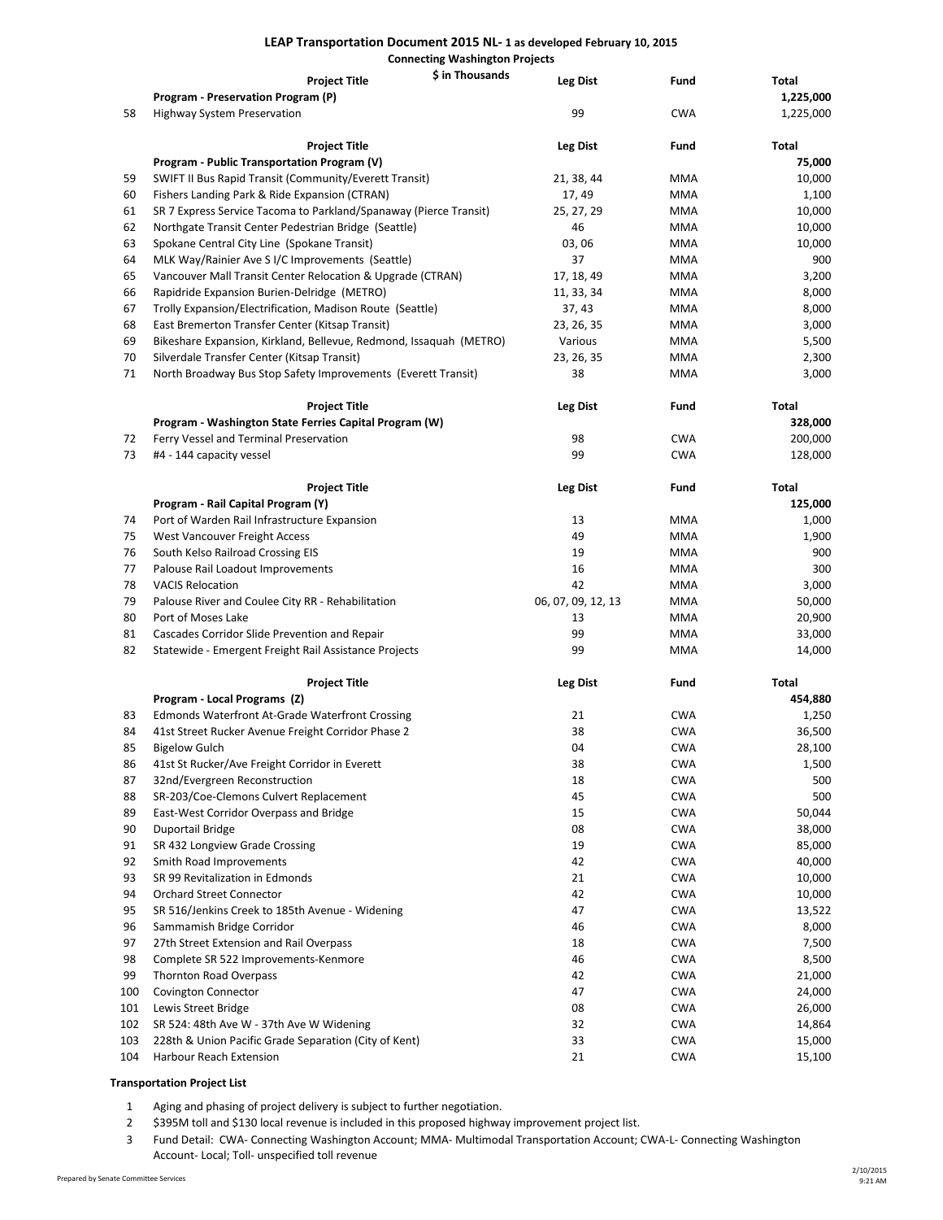## LEAP Transportation Document 2015 NL- 1 as developed February 10, 2015

### Connecting Washington Projects

$ in Thousands

| | Project Title | Leg Dist | Fund | Total |
|---|---|---|---|---|
| | **Program - Preservation Program (P)** | | | **1,225,000** |
| 58 | Highway System Preservation | 99 | CWA | 1,225,000 |
| | **Project Title** | **Leg Dist** | **Fund** | **Total** |
| | **Program - Public Transportation Program (V)** | | | **75,000** |
| 59 | SWIFT II Bus Rapid Transit (Community/Everett Transit) | 21, 38, 44 | MMA | 10,000 |
| 60 | Fishers Landing Park & Ride Expansion (CTRAN) | 17, 49 | MMA | 1,100 |
| 61 | SR 7 Express Service Tacoma to Parkland/Spanaway (Pierce Transit) | 25, 27, 29 | MMA | 10,000 |
| 62 | Northgate Transit Center Pedestrian Bridge (Seattle) | 46 | MMA | 10,000 |
| 63 | Spokane Central City Line (Spokane Transit) | 03, 06 | MMA | 10,000 |
| 64 | MLK Way/Rainier Ave S I/C Improvements (Seattle) | 37 | MMA | 900 |
| 65 | Vancouver Mall Transit Center Relocation & Upgrade (CTRAN) | 17, 18, 49 | MMA | 3,200 |
| 66 | Rapidride Expansion Burien-Delridge (METRO) | 11, 33, 34 | MMA | 8,000 |
| 67 | Trolly Expansion/Electrification, Madison Route (Seattle) | 37, 43 | MMA | 8,000 |
| 68 | East Bremerton Transfer Center (Kitsap Transit) | 23, 26, 35 | MMA | 3,000 |
| 69 | Bikeshare Expansion, Kirkland, Bellevue, Redmond, Issaquah (METRO) | Various | MMA | 5,500 |
| 70 | Silverdale Transfer Center (Kitsap Transit) | 23, 26, 35 | MMA | 2,300 |
| 71 | North Broadway Bus Stop Safety Improvements (Everett Transit) | 38 | MMA | 3,000 |
| | **Project Title** | **Leg Dist** | **Fund** | **Total** |
| | **Program - Washington State Ferries Capital Program (W)** | | | **328,000** |
| 72 | Ferry Vessel and Terminal Preservation | 98 | CWA | 200,000 |
| 73 | #4 - 144 capacity vessel | 99 | CWA | 128,000 |
| | **Project Title** | **Leg Dist** | **Fund** | **Total** |
| | **Program - Rail Capital Program (Y)** | | | **125,000** |
| 74 | Port of Warden Rail Infrastructure Expansion | 13 | MMA | 1,000 |
| 75 | West Vancouver Freight Access | 49 | MMA | 1,900 |
| 76 | South Kelso Railroad Crossing EIS | 19 | MMA | 900 |
| 77 | Palouse Rail Loadout Improvements | 16 | MMA | 300 |
| 78 | VACIS Relocation | 42 | MMA | 3,000 |
| 79 | Palouse River and Coulee City RR - Rehabilitation | 06, 07, 09, 12, 13 | MMA | 50,000 |
| 80 | Port of Moses Lake | 13 | MMA | 20,900 |
| 81 | Cascades Corridor Slide Prevention and Repair | 99 | MMA | 33,000 |
| 82 | Statewide - Emergent Freight Rail Assistance Projects | 99 | MMA | 14,000 |
| | **Project Title** | **Leg Dist** | **Fund** | **Total** |
| | **Program - Local Programs (Z)** | | | **454,880** |
| 83 | Edmonds Waterfront At-Grade Waterfront Crossing | 21 | CWA | 1,250 |
| 84 | 41st Street Rucker Avenue Freight Corridor Phase 2 | 38 | CWA | 36,500 |
| 85 | Bigelow Gulch | 04 | CWA | 28,100 |
| 86 | 41st St Rucker/Ave Freight Corridor in Everett | 38 | CWA | 1,500 |
| 87 | 32nd/Evergreen Reconstruction | 18 | CWA | 500 |
| 88 | SR-203/Coe-Clemons Culvert Replacement | 45 | CWA | 500 |
| 89 | East-West Corridor Overpass and Bridge | 15 | CWA | 50,044 |
| 90 | Duportail Bridge | 08 | CWA | 38,000 |
| 91 | SR 432 Longview Grade Crossing | 19 | CWA | 85,000 |
| 92 | Smith Road Improvements | 42 | CWA | 40,000 |
| 93 | SR 99 Revitalization in Edmonds | 21 | CWA | 10,000 |
| 94 | Orchard Street Connector | 42 | CWA | 10,000 |
| 95 | SR 516/Jenkins Creek to 185th Avenue - Widening | 47 | CWA | 13,522 |
| 96 | Sammamish Bridge Corridor | 46 | CWA | 8,000 |
| 97 | 27th Street Extension and Rail Overpass | 18 | CWA | 7,500 |
| 98 | Complete SR 522 Improvements-Kenmore | 46 | CWA | 8,500 |
| 99 | Thornton Road Overpass | 42 | CWA | 21,000 |
| 100 | Covington Connector | 47 | CWA | 24,000 |
| 101 | Lewis Street Bridge | 08 | CWA | 26,000 |
| 102 | SR 524: 48th Ave W - 37th Ave W Widening | 32 | CWA | 14,864 |
| 103 | 228th & Union Pacific Grade Separation (City of Kent) | 33 | CWA | 15,000 |
| 104 | Harbour Reach Extension | 21 | CWA | 15,100 |

**Transportation Project List**

1. Aging and phasing of project delivery is subject to further negotiation.
2. $395M toll and $130 local revenue is included in this proposed highway improvement project list.
3. Fund Detail: CWA- Connecting Washington Account; MMA- Multimodal Transportation Account; CWA-L- Connecting Washington Account- Local; Toll- unspecified toll revenue

Prepared by Senate Committee Services

2/10/2015
9:21 AM